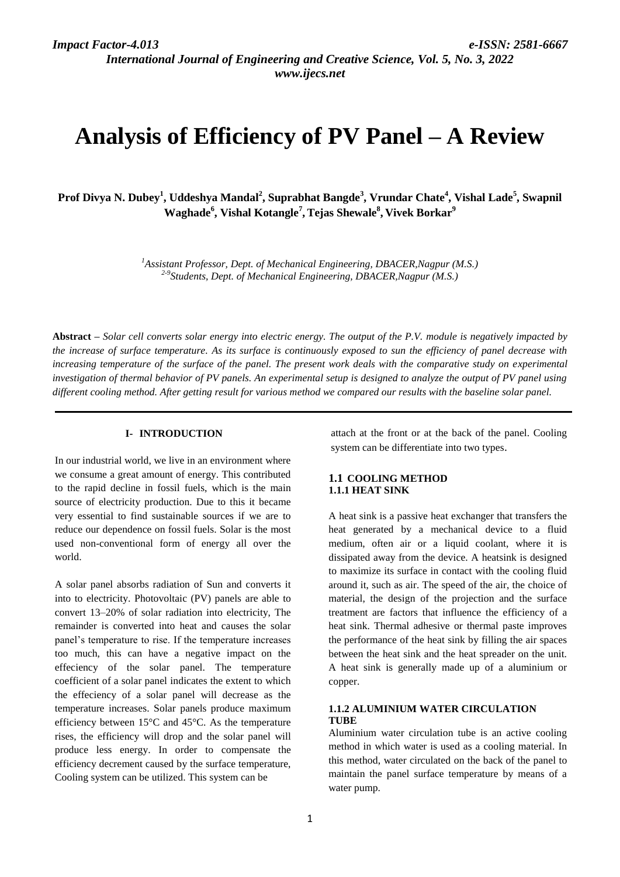# Analysis of Efficiency of PV Panel – A Review

**Prof Divya N. Dubey[1], Uddeshya Mandal[2], Suprabhat Bangde[3], Vrundar Chate[4], Vishal Lade[5], Swapnil Waghade[6], Vishal Kotangle[7], Tejas Shewale[8], Vivek Borkar[9]**

*[1]Assistant Professor, Dept. of Mechanical Engineering, DBACER,Nagpur (M.S.)*
*[2-9]Students, Dept. of Mechanical Engineering, DBACER,Nagpur (M.S.)*

**Abstract –** *Solar cell converts solar energy into electric energy. The output of the P.V. module is negatively impacted by the increase of surface temperature. As its surface is continuously exposed to sun the efficiency of panel decrease with increasing temperature of the surface of the panel. The present work deals with the comparative study on experimental investigation of thermal behavior of PV panels. An experimental setup is designed to analyze the output of PV panel using different cooling method. After getting result for various method we compared our results with the baseline solar panel.*

## I- INTRODUCTION

In our industrial world, we live in an environment where we consume a great amount of energy. This contributed to the rapid decline in fossil fuels, which is the main source of electricity production. Due to this it became very essential to find sustainable sources if we are to reduce our dependence on fossil fuels. Solar is the most used non-conventional form of energy all over the world.

A solar panel absorbs radiation of Sun and converts it into to electricity. Photovoltaic (PV) panels are able to convert 13–20% of solar radiation into electricity, The remainder is converted into heat and causes the solar panel's temperature to rise. If the temperature increases too much, this can have a negative impact on the effeciency of the solar panel. The temperature coefficient of a solar panel indicates the extent to which the effeciency of a solar panel will decrease as the temperature increases. Solar panels produce maximum efficiency between 15°C and 45°C. As the temperature rises, the efficiency will drop and the solar panel will produce less energy. In order to compensate the efficiency decrement caused by the surface temperature, Cooling system can be utilized. This system can be attach at the front or at the back of the panel. Cooling system can be differentiate into two types.

### 1.1 COOLING METHOD

#### 1.1.1 HEAT SINK

A heat sink is a passive heat exchanger that transfers the heat generated by a mechanical device to a fluid medium, often air or a liquid coolant, where it is dissipated away from the device. A heatsink is designed to maximize its surface in contact with the cooling fluid around it, such as air. The speed of the air, the choice of material, the design of the projection and the surface treatment are factors that influence the efficiency of a heat sink. Thermal adhesive or thermal paste improves the performance of the heat sink by filling the air spaces between the heat sink and the heat spreader on the unit. A heat sink is generally made up of a aluminium or copper.

#### 1.1.2 ALUMINIUM WATER CIRCULATION TUBE

Aluminium water circulation tube is an active cooling method in which water is used as a cooling material. In this method, water circulated on the back of the panel to maintain the panel surface temperature by means of a water pump.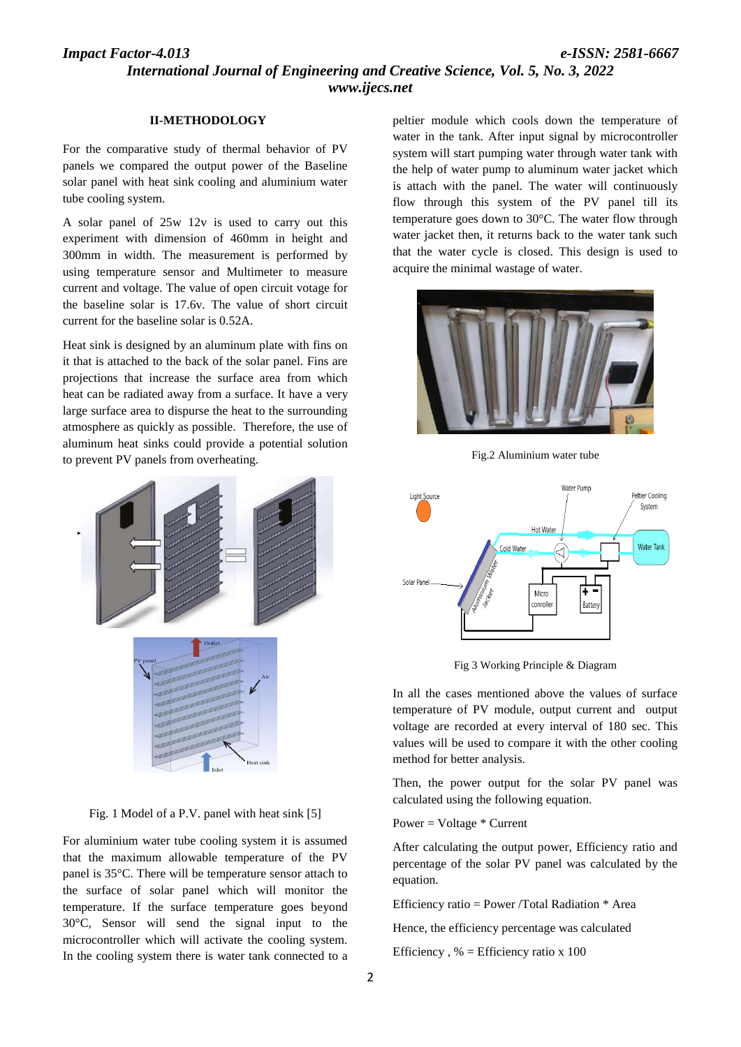## II-METHODOLOGY

For the comparative study of thermal behavior of PV panels we compared the output power of the Baseline solar panel with heat sink cooling and aluminium water tube cooling system.

A solar panel of 25w 12v is used to carry out this experiment with dimension of 460mm in height and 300mm in width. The measurement is performed by using temperature sensor and Multimeter to measure current and voltage. The value of open circuit votage for the baseline solar is 17.6v. The value of short circuit current for the baseline solar is 0.52A.

Heat sink is designed by an aluminum plate with fins on it that is attached to the back of the solar panel. Fins are projections that increase the surface area from which heat can be radiated away from a surface. It have a very large surface area to dispurse the heat to the surrounding atmosphere as quickly as possible. Therefore, the use of aluminum heat sinks could provide a potential solution to prevent PV panels from overheating.

Fig. 1 Model of a P.V. panel with heat sink [5]

For aluminium water tube cooling system it is assumed that the maximum allowable temperature of the PV panel is 35°C. There will be temperature sensor attach to the surface of solar panel which will monitor the temperature. If the surface temperature goes beyond 30°C, Sensor will send the signal input to the microcontroller which will activate the cooling system. In the cooling system there is water tank connected to a peltier module which cools down the temperature of water in the tank. After input signal by microcontroller system will start pumping water through water tank with the help of water pump to aluminum water jacket which is attach with the panel. The water will continuously flow through this system of the PV panel till its temperature goes down to 30°C. The water flow through water jacket then, it returns back to the water tank such that the water cycle is closed. This design is used to acquire the minimal wastage of water.

Fig.2 Aluminium water tube

Fig 3 Working Principle & Diagram

In all the cases mentioned above the values of surface temperature of PV module, output current and output voltage are recorded at every interval of 180 sec. This values will be used to compare it with the other cooling method for better analysis.

Then, the power output for the solar PV panel was calculated using the following equation.

Power = Voltage * Current

After calculating the output power, Efficiency ratio and percentage of the solar PV panel was calculated by the equation.

Efficiency ratio = Power /Total Radiation * Area

Hence, the efficiency percentage was calculated

Efficiency , % = Efficiency ratio x 100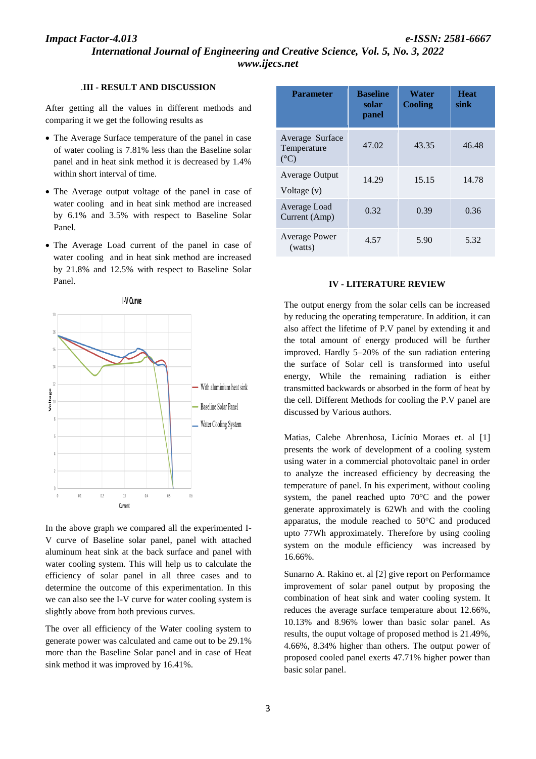## III - RESULT AND DISCUSSION

After getting all the values in different methods and comparing it we get the following results as

- The Average Surface temperature of the panel in case of water cooling is 7.81% less than the Baseline solar panel and in heat sink method it is decreased by 1.4% within short interval of time.
- The Average output voltage of the panel in case of water cooling and in heat sink method are increased by 6.1% and 3.5% with respect to Baseline Solar Panel.
- The Average Load current of the panel in case of water cooling and in heat sink method are increased by 21.8% and 12.5% with respect to Baseline Solar Panel.

In the above graph we compared all the experimented I-V curve of Baseline solar panel, panel with attached aluminum heat sink at the back surface and panel with water cooling system. This will help us to calculate the efficiency of solar panel in all three cases and to determine the outcome of this experimentation. In this we can also see the I-V curve for water cooling system is slightly above from both previous curves.

The over all efficiency of the Water cooling system to generate power was calculated and came out to be 29.1% more than the Baseline Solar panel and in case of Heat sink method it was improved by 16.41%.

| Parameter | Baseline solar panel | Water Cooling | Heat sink |
|---|---|---|---|
| Average Surface Temperature (°C) | 47.02 | 43.35 | 46.48 |
| Average Output Voltage (v) | 14.29 | 15.15 | 14.78 |
| Average Load Current (Amp) | 0.32 | 0.39 | 0.36 |
| Average Power (watts) | 4.57 | 5.90 | 5.32 |

## IV - LITERATURE REVIEW

The output energy from the solar cells can be increased by reducing the operating temperature. In addition, it can also affect the lifetime of P.V panel by extending it and the total amount of energy produced will be further improved. Hardly 5–20% of the sun radiation entering the surface of Solar cell is transformed into useful energy, While the remaining radiation is either transmitted backwards or absorbed in the form of heat by the cell. Different Methods for cooling the P.V panel are discussed by Various authors.

Matias, Calebe Abrenhosa, Licínio Moraes et. al [1] presents the work of development of a cooling system using water in a commercial photovoltaic panel in order to analyze the increased efficiency by decreasing the temperature of panel. In his experiment, without cooling system, the panel reached upto 70°C and the power generate approximately is 62Wh and with the cooling apparatus, the module reached to 50°C and produced upto 77Wh approximately. Therefore by using cooling system on the module efficiency was increased by 16.66%.

Sunarno A. Rakino et. al [2] give report on Performamce improvement of solar panel output by proposing the combination of heat sink and water cooling system. It reduces the average surface temperature about 12.66%, 10.13% and 8.96% lower than basic solar panel. As results, the ouput voltage of proposed method is 21.49%, 4.66%, 8.34% higher than others. The output power of proposed cooled panel exerts 47.71% higher power than basic solar panel.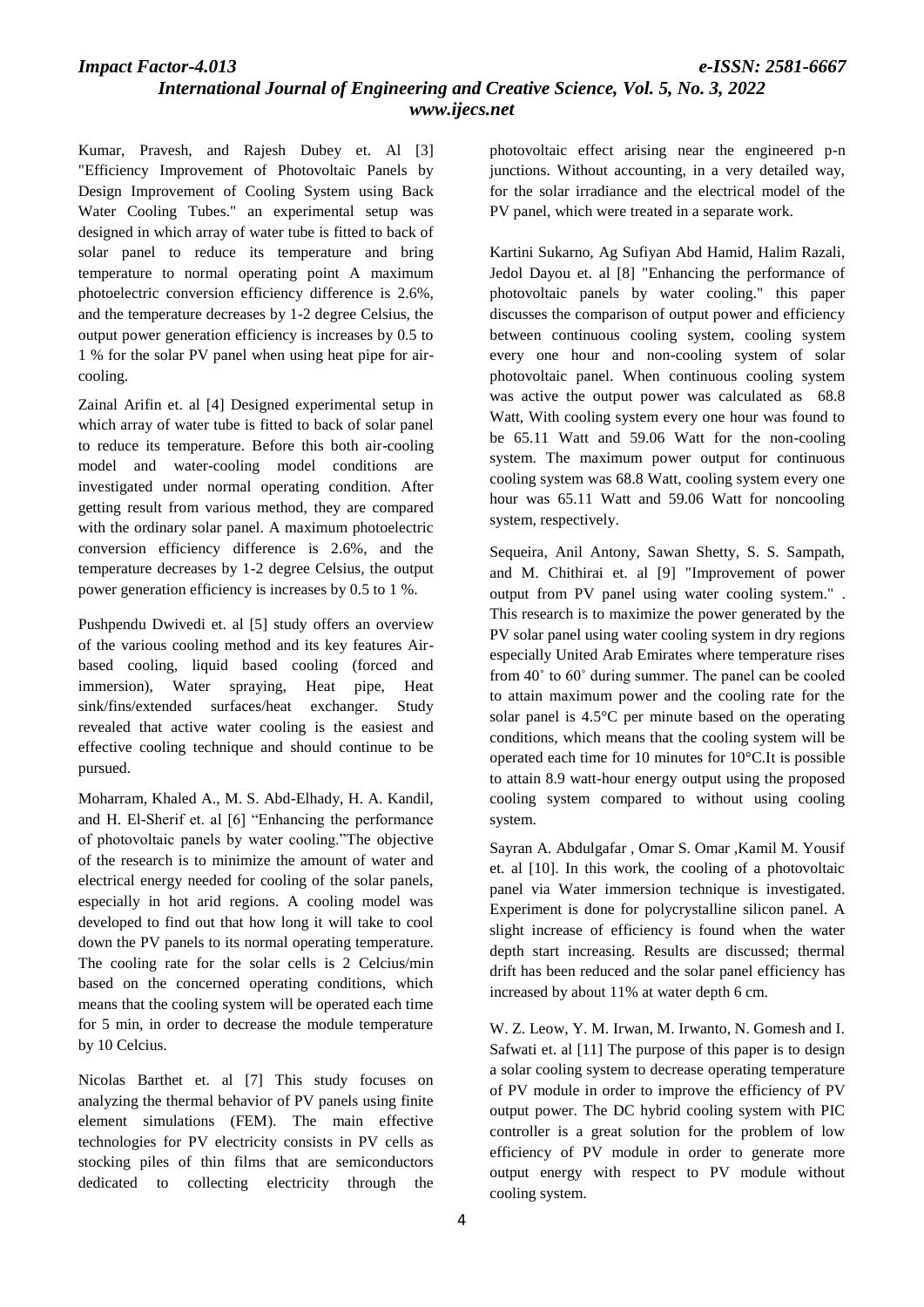Kumar, Pravesh, and Rajesh Dubey et. Al [3] "Efficiency Improvement of Photovoltaic Panels by Design Improvement of Cooling System using Back Water Cooling Tubes." an experimental setup was designed in which array of water tube is fitted to back of solar panel to reduce its temperature and bring temperature to normal operating point A maximum photoelectric conversion efficiency difference is 2.6%, and the temperature decreases by 1-2 degree Celsius, the output power generation efficiency is increases by 0.5 to 1 % for the solar PV panel when using heat pipe for air-cooling.

Zainal Arifin et. al [4] Designed experimental setup in which array of water tube is fitted to back of solar panel to reduce its temperature. Before this both air-cooling model and water-cooling model conditions are investigated under normal operating condition. After getting result from various method, they are compared with the ordinary solar panel. A maximum photoelectric conversion efficiency difference is 2.6%, and the temperature decreases by 1-2 degree Celsius, the output power generation efficiency is increases by 0.5 to 1 %.

Pushpendu Dwivedi et. al [5] study offers an overview of the various cooling method and its key features Air-based cooling, liquid based cooling (forced and immersion), Water spraying, Heat pipe, Heat sink/fins/extended surfaces/heat exchanger. Study revealed that active water cooling is the easiest and effective cooling technique and should continue to be pursued.

Moharram, Khaled A., M. S. Abd-Elhady, H. A. Kandil, and H. El-Sherif et. al [6] "Enhancing the performance of photovoltaic panels by water cooling."The objective of the research is to minimize the amount of water and electrical energy needed for cooling of the solar panels, especially in hot arid regions. A cooling model was developed to find out that how long it will take to cool down the PV panels to its normal operating temperature. The cooling rate for the solar cells is 2 Celcius/min based on the concerned operating conditions, which means that the cooling system will be operated each time for 5 min, in order to decrease the module temperature by 10 Celcius.

Nicolas Barthet et. al [7] This study focuses on analyzing the thermal behavior of PV panels using finite element simulations (FEM). The main effective technologies for PV electricity consists in PV cells as stocking piles of thin films that are semiconductors dedicated to collecting electricity through the photovoltaic effect arising near the engineered p-n junctions. Without accounting, in a very detailed way, for the solar irradiance and the electrical model of the PV panel, which were treated in a separate work.

Kartini Sukarno, Ag Sufiyan Abd Hamid, Halim Razali, Jedol Dayou et. al [8] "Enhancing the performance of photovoltaic panels by water cooling." this paper discusses the comparison of output power and efficiency between continuous cooling system, cooling system every one hour and non-cooling system of solar photovoltaic panel. When continuous cooling system was active the output power was calculated as 68.8 Watt, With cooling system every one hour was found to be 65.11 Watt and 59.06 Watt for the non-cooling system. The maximum power output for continuous cooling system was 68.8 Watt, cooling system every one hour was 65.11 Watt and 59.06 Watt for noncooling system, respectively.

Sequeira, Anil Antony, Sawan Shetty, S. S. Sampath, and M. Chithirai et. al [9] "Improvement of power output from PV panel using water cooling system." . This research is to maximize the power generated by the PV solar panel using water cooling system in dry regions especially United Arab Emirates where temperature rises from 40˚ to 60˚ during summer. The panel can be cooled to attain maximum power and the cooling rate for the solar panel is 4.5°C per minute based on the operating conditions, which means that the cooling system will be operated each time for 10 minutes for 10°C.It is possible to attain 8.9 watt-hour energy output using the proposed cooling system compared to without using cooling system.

Sayran A. Abdulgafar , Omar S. Omar ,Kamil M. Yousif et. al [10]. In this work, the cooling of a photovoltaic panel via Water immersion technique is investigated. Experiment is done for polycrystalline silicon panel. A slight increase of efficiency is found when the water depth start increasing. Results are discussed; thermal drift has been reduced and the solar panel efficiency has increased by about 11% at water depth 6 cm.

W. Z. Leow, Y. M. Irwan, M. Irwanto, N. Gomesh and I. Safwati et. al [11] The purpose of this paper is to design a solar cooling system to decrease operating temperature of PV module in order to improve the efficiency of PV output power. The DC hybrid cooling system with PIC controller is a great solution for the problem of low efficiency of PV module in order to generate more output energy with respect to PV module without cooling system.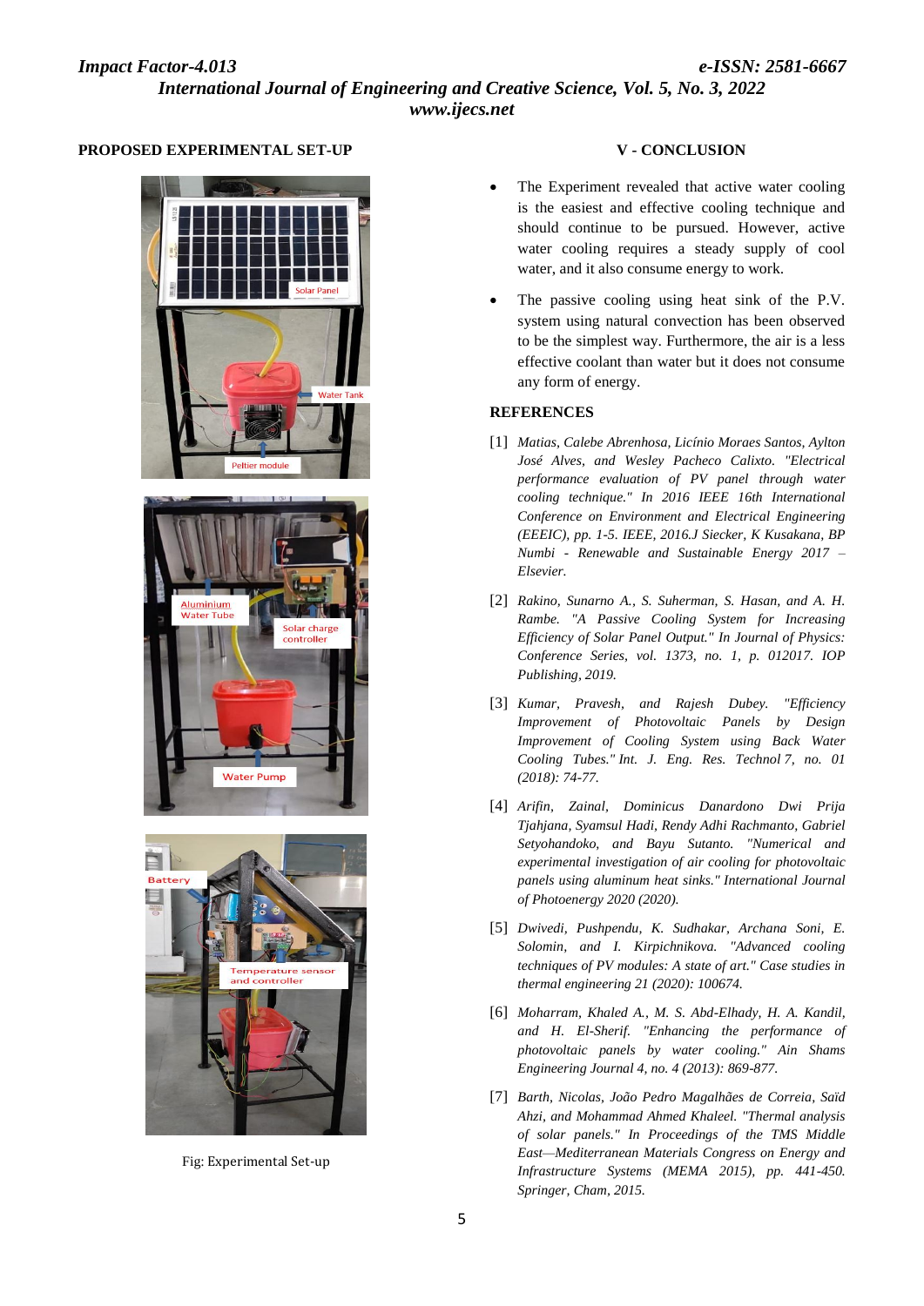## PROPOSED EXPERIMENTAL SET-UP

Fig: Experimental Set-up

## V - CONCLUSION

- The Experiment revealed that active water cooling is the easiest and effective cooling technique and should continue to be pursued. However, active water cooling requires a steady supply of cool water, and it also consume energy to work.
- The passive cooling using heat sink of the P.V. system using natural convection has been observed to be the simplest way. Furthermore, the air is a less effective coolant than water but it does not consume any form of energy.

## REFERENCES

[1] *Matias, Calebe Abrenhosa, Licínio Moraes Santos, Aylton José Alves, and Wesley Pacheco Calixto. "Electrical performance evaluation of PV panel through water cooling technique." In 2016 IEEE 16th International Conference on Environment and Electrical Engineering (EEEIC), pp. 1-5. IEEE, 2016.J Siecker, K Kusakana, BP Numbi - Renewable and Sustainable Energy 2017 – Elsevier.*

[2] *Rakino, Sunarno A., S. Suherman, S. Hasan, and A. H. Rambe. "A Passive Cooling System for Increasing Efficiency of Solar Panel Output." In Journal of Physics: Conference Series, vol. 1373, no. 1, p. 012017. IOP Publishing, 2019.*

[3] *Kumar, Pravesh, and Rajesh Dubey. "Efficiency Improvement of Photovoltaic Panels by Design Improvement of Cooling System using Back Water Cooling Tubes." Int. J. Eng. Res. Technol 7, no. 01 (2018): 74-77.*

[4] *Arifin, Zainal, Dominicus Danardono Dwi Prija Tjahjana, Syamsul Hadi, Rendy Adhi Rachmanto, Gabriel Setyohandoko, and Bayu Sutanto. "Numerical and experimental investigation of air cooling for photovoltaic panels using aluminum heat sinks." International Journal of Photoenergy 2020 (2020).*

[5] *Dwivedi, Pushpendu, K. Sudhakar, Archana Soni, E. Solomin, and I. Kirpichnikova. "Advanced cooling techniques of PV modules: A state of art." Case studies in thermal engineering 21 (2020): 100674.*

[6] *Moharram, Khaled A., M. S. Abd-Elhady, H. A. Kandil, and H. El-Sherif. "Enhancing the performance of photovoltaic panels by water cooling." Ain Shams Engineering Journal 4, no. 4 (2013): 869-877.*

[7] *Barth, Nicolas, João Pedro Magalhães de Correia, Saïd Ahzi, and Mohammad Ahmed Khaleel. "Thermal analysis of solar panels." In Proceedings of the TMS Middle East—Mediterranean Materials Congress on Energy and Infrastructure Systems (MEMA 2015), pp. 441-450. Springer, Cham, 2015.*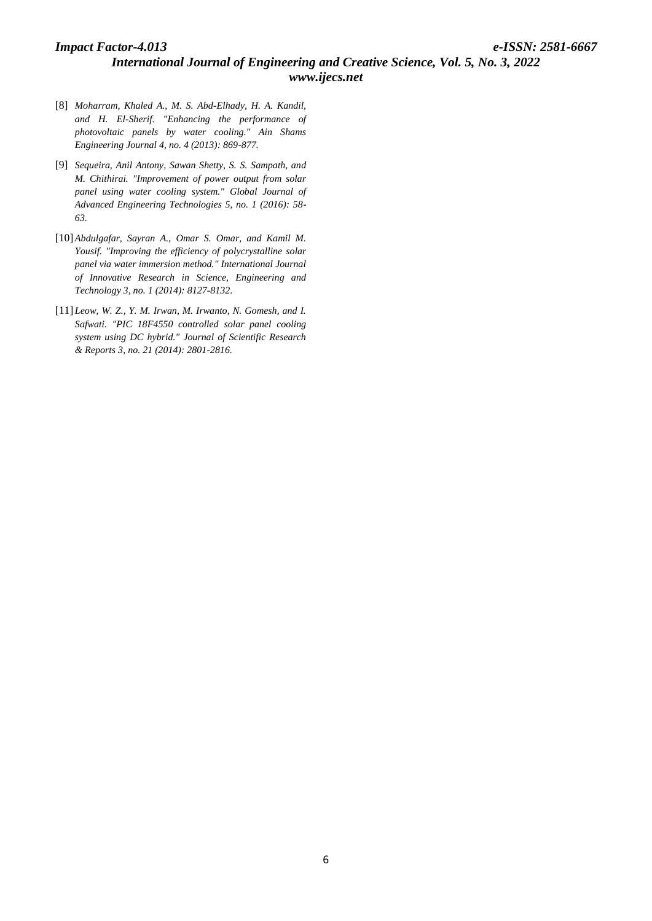[8] *Moharram, Khaled A., M. S. Abd-Elhady, H. A. Kandil, and H. El-Sherif. "Enhancing the performance of photovoltaic panels by water cooling." Ain Shams Engineering Journal 4, no. 4 (2013): 869-877.*

[9] *Sequeira, Anil Antony, Sawan Shetty, S. S. Sampath, and M. Chithirai. "Improvement of power output from solar panel using water cooling system." Global Journal of Advanced Engineering Technologies 5, no. 1 (2016): 58-63.*

[10] *Abdulgafar, Sayran A., Omar S. Omar, and Kamil M. Yousif. "Improving the efficiency of polycrystalline solar panel via water immersion method." International Journal of Innovative Research in Science, Engineering and Technology 3, no. 1 (2014): 8127-8132.*

[11] *Leow, W. Z., Y. M. Irwan, M. Irwanto, N. Gomesh, and I. Safwati. "PIC 18F4550 controlled solar panel cooling system using DC hybrid." Journal of Scientific Research & Reports 3, no. 21 (2014): 2801-2816.*